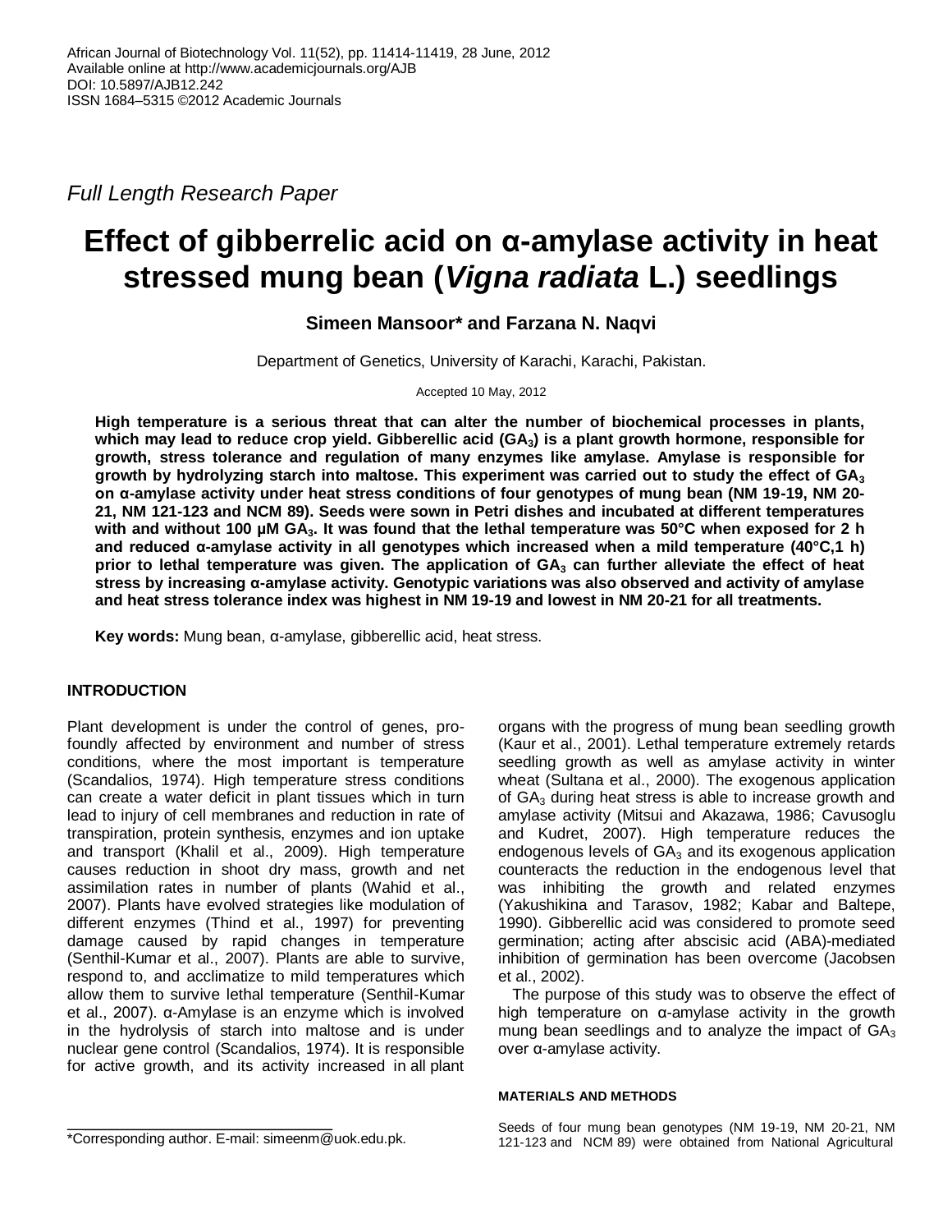*Full Length Research Paper*

# Effect of gibberrelic acid on α-amylase activity in heat stressed mung bean (*Vigna radiata* L.) seedlings

**Simeen Mansoor\* and Farzana N. Naqvi**

Department of Genetics, University of Karachi, Karachi, Pakistan.

Accepted 10 May, 2012

**High temperature is a serious threat that can alter the number of biochemical processes in plants, which may lead to reduce crop yield. Gibberellic acid ($GA_3$) is a plant growth hormone, responsible for growth, stress tolerance and regulation of many enzymes like amylase. Amylase is responsible for growth by hydrolyzing starch into maltose. This experiment was carried out to study the effect of $GA_3$ on α-amylase activity under heat stress conditions of four genotypes of mung bean (NM 19-19, NM 20-21, NM 121-123 and NCM 89). Seeds were sown in Petri dishes and incubated at different temperatures with and without 100 µM $GA_3$. It was found that the lethal temperature was 50°C when exposed for 2 h and reduced α-amylase activity in all genotypes which increased when a mild temperature (40°C,1 h) prior to lethal temperature was given. The application of $GA_3$ can further alleviate the effect of heat stress by increasing α-amylase activity. Genotypic variations was also observed and activity of amylase and heat stress tolerance index was highest in NM 19-19 and lowest in NM 20-21 for all treatments.**

**Key words:** Mung bean, α-amylase, gibberellic acid, heat stress.

## INTRODUCTION

Plant development is under the control of genes, profoundly affected by environment and number of stress conditions, where the most important is temperature (Scandalios, 1974). High temperature stress conditions can create a water deficit in plant tissues which in turn lead to injury of cell membranes and reduction in rate of transpiration, protein synthesis, enzymes and ion uptake and transport (Khalil et al., 2009). High temperature causes reduction in shoot dry mass, growth and net assimilation rates in number of plants (Wahid et al., 2007). Plants have evolved strategies like modulation of different enzymes (Thind et al., 1997) for preventing damage caused by rapid changes in temperature (Senthil-Kumar et al., 2007). Plants are able to survive, respond to, and acclimatize to mild temperatures which allow them to survive lethal temperature (Senthil-Kumar et al., 2007). α-Amylase is an enzyme which is involved in the hydrolysis of starch into maltose and is under nuclear gene control (Scandalios, 1974). It is responsible for active growth, and its activity increased in all plant organs with the progress of mung bean seedling growth (Kaur et al., 2001). Lethal temperature extremely retards seedling growth as well as amylase activity in winter wheat (Sultana et al., 2000). The exogenous application of $GA_3$ during heat stress is able to increase growth and amylase activity (Mitsui and Akazawa, 1986; Cavusoglu and Kudret, 2007). High temperature reduces the endogenous levels of $GA_3$ and its exogenous application counteracts the reduction in the endogenous level that was inhibiting the growth and related enzymes (Yakushikina and Tarasov, 1982; Kabar and Baltepe, 1990). Gibberellic acid was considered to promote seed germination; acting after abscisic acid (ABA)-mediated inhibition of germination has been overcome (Jacobsen et al., 2002).

The purpose of this study was to observe the effect of high temperature on α-amylase activity in the growth mung bean seedlings and to analyze the impact of $GA_3$ over α-amylase activity.

## MATERIALS AND METHODS

Seeds of four mung bean genotypes (NM 19-19, NM 20-21, NM 121-123 and NCM 89) were obtained from National Agricultural

\*Corresponding author. E-mail: simeenm@uok.edu.pk.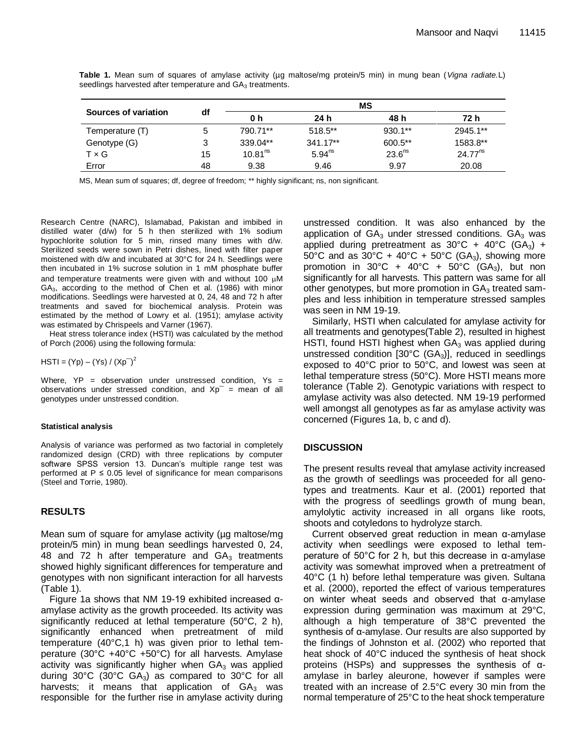**Table 1.** Mean sum of squares of amylase activity (µg maltose/mg protein/5 min) in mung bean (*Vigna radiate.*L) seedlings harvested after temperature and $GA_3$ treatments.

| Sources of variation | df | MS | | | |
|---|---|---|---|---|---|
| | | 0 h | 24 h | 48 h | 72 h |
| Temperature (T) | 5 | 790.71** | 518.5** | 930.1** | 2945.1** |
| Genotype (G) | 3 | 339.04** | 341.17** | 600.5** | 1583.8** |
| T × G | 15 | $10.81^{ns}$ | $5.94^{ns}$ | $23.6^{ns}$ | $24.77^{ns}$ |
| Error | 48 | 9.38 | 9.46 | 9.97 | 20.08 |

MS, Mean sum of squares; df, degree of freedom; ** highly significant; ns, non significant.

Research Centre (NARC), Islamabad, Pakistan and imbibed in distilled water (d/w) for 5 h then sterilized with 1% sodium hypochlorite solution for 5 min, rinsed many times with d/w. Sterilized seeds were sown in Petri dishes, lined with filter paper moistened with d/w and incubated at 30°C for 24 h. Seedlings were then incubated in 1% sucrose solution in 1 mM phosphate buffer and temperature treatments were given with and without 100 µM $GA_3$, according to the method of Chen et al. (1986) with minor modifications. Seedlings were harvested at 0, 24, 48 and 72 h after treatments and saved for biochemical analysis. Protein was estimated by the method of Lowry et al. (1951); amylase activity was estimated by Chrispeels and Varner (1967).

Heat stress tolerance index (HSTI) was calculated by the method of Porch (2006) using the following formula:

$$HSTI = (Yp) - (Ys) / (\bar{Xp})^2$$

Where, YP = observation under unstressed condition, Ys = observations under stressed condition, and $\bar{Xp}$ = mean of all genotypes under unstressed condition.

#### Statistical analysis

Analysis of variance was performed as two factorial in completely randomized design (CRD) with three replications by computer software SPSS version 13. Duncan's multiple range test was performed at $P \leq 0.05$ level of significance for mean comparisons (Steel and Torrie, 1980).

## RESULTS

Mean sum of square for amylase activity (µg maltose/mg protein/5 min) in mung bean seedlings harvested 0, 24, 48 and 72 h after temperature and $GA_3$ treatments showed highly significant differences for temperature and genotypes with non significant interaction for all harvests (Table 1).

Figure 1a shows that NM 19-19 exhibited increased α-amylase activity as the growth proceeded. Its activity was significantly reduced at lethal temperature (50°C, 2 h), significantly enhanced when pretreatment of mild temperature (40°C,1 h) was given prior to lethal temperature (30°C +40°C +50°C) for all harvests. Amylase activity was significantly higher when $GA_3$ was applied during 30°C (30°C $GA_3$) as compared to 30°C for all harvests; it means that application of $GA_3$ was responsible for the further rise in amylase activity during unstressed condition. It was also enhanced by the application of $GA_3$ under stressed conditions. $GA_3$ was applied during pretreatment as 30°C + 40°C ($GA_3$) + 50°C and as 30°C + 40°C + 50°C ($GA_3$), showing more promotion in 30°C + 40°C + 50°C ($GA_3$), but non significantly for all harvests. This pattern was same for all other genotypes, but more promotion in $GA_3$ treated samples and less inhibition in temperature stressed samples was seen in NM 19-19.

Similarly, HSTI when calculated for amylase activity for all treatments and genotypes(Table 2), resulted in highest HSTI, found HSTI highest when $GA_3$ was applied during unstressed condition [30°C ($GA_3$)], reduced in seedlings exposed to 40°C prior to 50°C, and lowest was seen at lethal temperature stress (50°C). More HSTI means more tolerance (Table 2). Genotypic variations with respect to amylase activity was also detected. NM 19-19 performed well amongst all genotypes as far as amylase activity was concerned (Figures 1a, b, c and d).

## DISCUSSION

The present results reveal that amylase activity increased as the growth of seedlings was proceeded for all genotypes and treatments. Kaur et al. (2001) reported that with the progress of seedlings growth of mung bean, amylolytic activity increased in all organs like roots, shoots and cotyledons to hydrolyze starch.

Current observed great reduction in mean α-amylase activity when seedlings were exposed to lethal temperature of 50°C for 2 h, but this decrease in α-amylase activity was somewhat improved when a pretreatment of 40°C (1 h) before lethal temperature was given. Sultana et al. (2000), reported the effect of various temperatures on winter wheat seeds and observed that α-amylase expression during germination was maximum at 29°C, although a high temperature of 38°C prevented the synthesis of α-amylase. Our results are also supported by the findings of Johnston et al. (2002) who reported that heat shock of 40°C induced the synthesis of heat shock proteins (HSPs) and suppresses the synthesis of α-amylase in barley aleurone, however if samples were treated with an increase of 2.5°C every 30 min from the normal temperature of 25°C to the heat shock temperature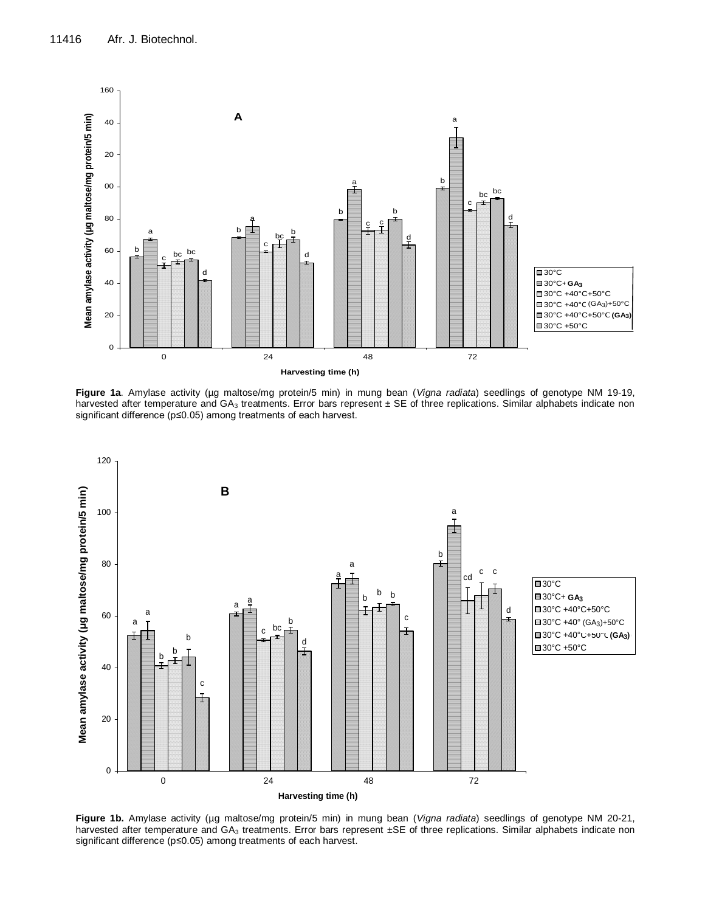**Figure 1a**. Amylase activity (µg maltose/mg protein/5 min) in mung bean (*Vigna radiata*) seedlings of genotype NM 19-19, harvested after temperature and $GA_3$ treatments. Error bars represent ± SE of three replications. Similar alphabets indicate non significant difference (p≤0.05) among treatments of each harvest.

**Figure 1b.** Amylase activity (µg maltose/mg protein/5 min) in mung bean (*Vigna radiata*) seedlings of genotype NM 20-21, harvested after temperature and $GA_3$ treatments. Error bars represent ±SE of three replications. Similar alphabets indicate non significant difference (p≤0.05) among treatments of each harvest.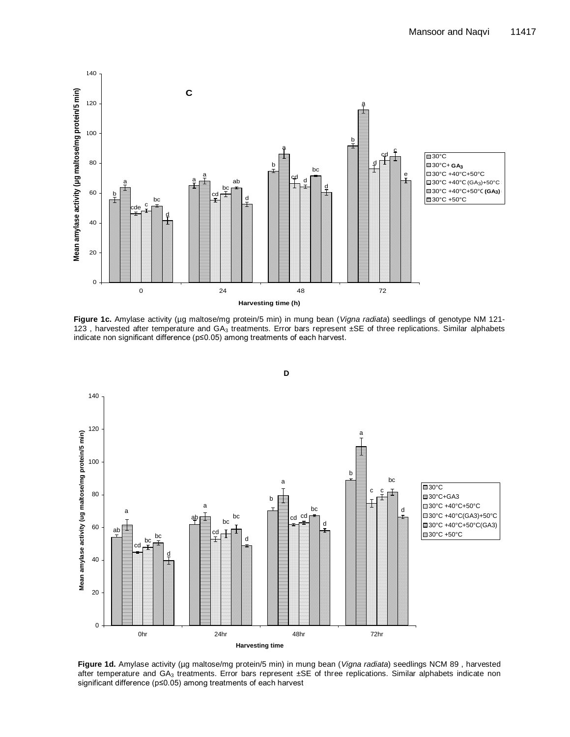**Figure 1c.** Amylase activity (µg maltose/mg protein/5 min) in mung bean (*Vigna radiata*) seedlings of genotype NM 121-123 , harvested after temperature and $GA_3$ treatments. Error bars represent ±SE of three replications. Similar alphabets indicate non significant difference (p≤0.05) among treatments of each harvest.

**Figure 1d.** Amylase activity (µg maltose/mg protein/5 min) in mung bean (*Vigna radiata*) seedlings NCM 89 , harvested after temperature and $GA_3$ treatments. Error bars represent ±SE of three replications. Similar alphabets indicate non significant difference (p≤0.05) among treatments of each harvest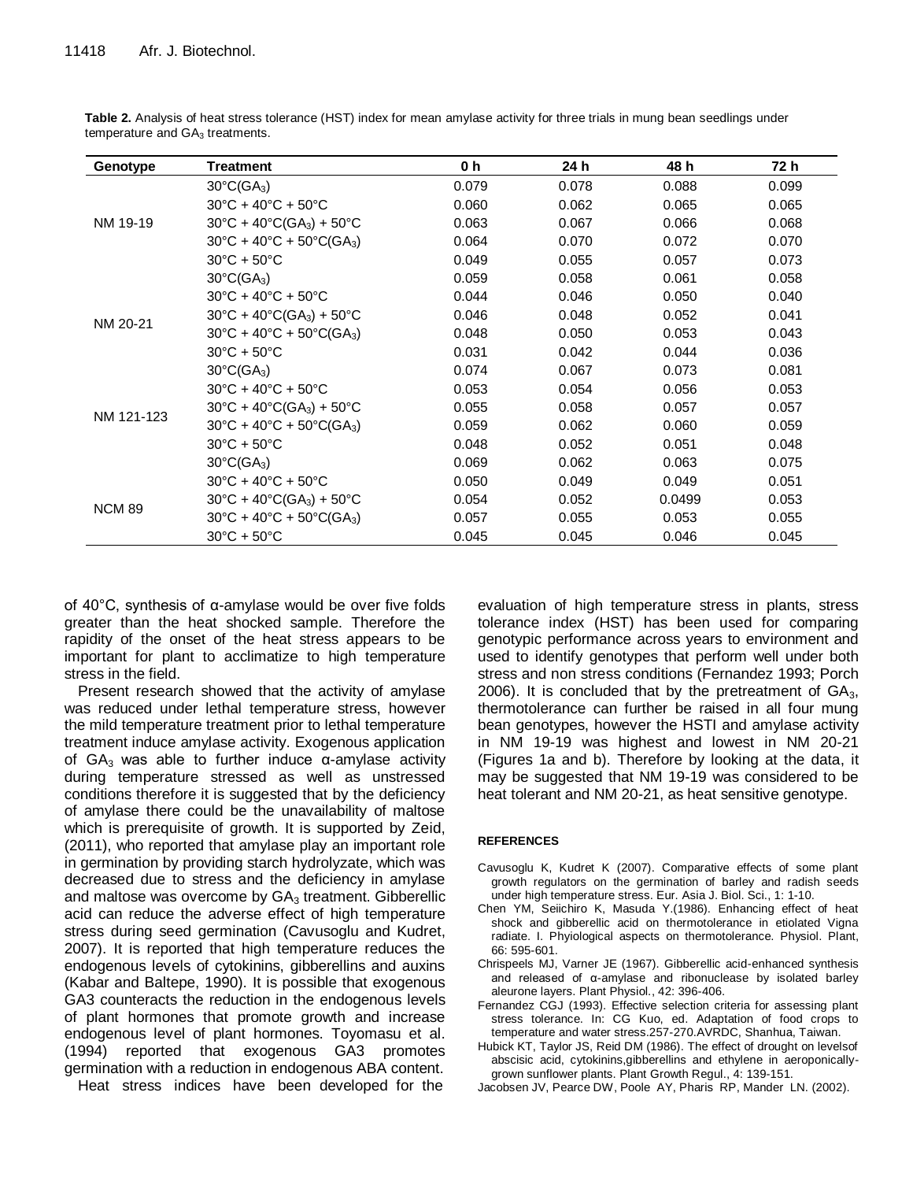**Table 2.** Analysis of heat stress tolerance (HST) index for mean amylase activity for three trials in mung bean seedlings under temperature and $GA_3$ treatments.

| Genotype | Treatment | 0 h | 24 h | 48 h | 72 h |
|---|---|---|---|---|---|
| NM 19-19 | 30°C($GA_3$) | 0.079 | 0.078 | 0.088 | 0.099 |
| | 30°C + 40°C + 50°C | 0.060 | 0.062 | 0.065 | 0.065 |
| | 30°C + 40°C($GA_3$) + 50°C | 0.063 | 0.067 | 0.066 | 0.068 |
| | 30°C + 40°C + 50°C($GA_3$) | 0.064 | 0.070 | 0.072 | 0.070 |
| | 30°C + 50°C | 0.049 | 0.055 | 0.057 | 0.073 |
| NM 20-21 | 30°C($GA_3$) | 0.059 | 0.058 | 0.061 | 0.058 |
| | 30°C + 40°C + 50°C | 0.044 | 0.046 | 0.050 | 0.040 |
| | 30°C + 40°C($GA_3$) + 50°C | 0.046 | 0.048 | 0.052 | 0.041 |
| | 30°C + 40°C + 50°C($GA_3$) | 0.048 | 0.050 | 0.053 | 0.043 |
| | 30°C + 50°C | 0.031 | 0.042 | 0.044 | 0.036 |
| NM 121-123 | 30°C($GA_3$) | 0.074 | 0.067 | 0.073 | 0.081 |
| | 30°C + 40°C + 50°C | 0.053 | 0.054 | 0.056 | 0.053 |
| | 30°C + 40°C($GA_3$) + 50°C | 0.055 | 0.058 | 0.057 | 0.057 |
| | 30°C + 40°C + 50°C($GA_3$) | 0.059 | 0.062 | 0.060 | 0.059 |
| | 30°C + 50°C | 0.048 | 0.052 | 0.051 | 0.048 |
| NCM 89 | 30°C($GA_3$) | 0.069 | 0.062 | 0.063 | 0.075 |
| | 30°C + 40°C + 50°C | 0.050 | 0.049 | 0.049 | 0.051 |
| | 30°C + 40°C($GA_3$) + 50°C | 0.054 | 0.052 | 0.0499 | 0.053 |
| | 30°C + 40°C + 50°C($GA_3$) | 0.057 | 0.055 | 0.053 | 0.055 |
| | 30°C + 50°C | 0.045 | 0.045 | 0.046 | 0.045 |

of 40°C, synthesis of α-amylase would be over five folds greater than the heat shocked sample. Therefore the rapidity of the onset of the heat stress appears to be important for plant to acclimatize to high temperature stress in the field.

Present research showed that the activity of amylase was reduced under lethal temperature stress, however the mild temperature treatment prior to lethal temperature treatment induce amylase activity. Exogenous application of $GA_3$ was able to further induce α-amylase activity during temperature stressed as well as unstressed conditions therefore it is suggested that by the deficiency of amylase there could be the unavailability of maltose which is prerequisite of growth. It is supported by Zeid, (2011), who reported that amylase play an important role in germination by providing starch hydrolyzate, which was decreased due to stress and the deficiency in amylase and maltose was overcome by $GA_3$ treatment. Gibberellic acid can reduce the adverse effect of high temperature stress during seed germination (Cavusoglu and Kudret, 2007). It is reported that high temperature reduces the endogenous levels of cytokinins, gibberellins and auxins (Kabar and Baltepe, 1990). It is possible that exogenous GA3 counteracts the reduction in the endogenous levels of plant hormones that promote growth and increase endogenous level of plant hormones. Toyomasu et al. (1994) reported that exogenous GA3 promotes germination with a reduction in endogenous ABA content.

Heat stress indices have been developed for the evaluation of high temperature stress in plants, stress tolerance index (HST) has been used for comparing genotypic performance across years to environment and used to identify genotypes that perform well under both stress and non stress conditions (Fernandez 1993; Porch 2006). It is concluded that by the pretreatment of $GA_3$, thermotolerance can further be raised in all four mung bean genotypes, however the HSTI and amylase activity in NM 19-19 was highest and lowest in NM 20-21 (Figures 1a and b). Therefore by looking at the data, it may be suggested that NM 19-19 was considered to be heat tolerant and NM 20-21, as heat sensitive genotype.

## REFERENCES

Cavusoglu K, Kudret K (2007). Comparative effects of some plant growth regulators on the germination of barley and radish seeds under high temperature stress. Eur. Asia J. Biol. Sci., 1: 1-10.

Chen YM, Seiichiro K, Masuda Y.(1986). Enhancing effect of heat shock and gibberellic acid on thermotolerance in etiolated Vigna radiate. I. Phyiological aspects on thermotolerance. Physiol. Plant, 66: 595-601.

Chrispeels MJ, Varner JE (1967). Gibberellic acid-enhanced synthesis and released of α-amylase and ribonuclease by isolated barley aleurone layers. Plant Physiol., 42: 396-406.

Fernandez CGJ (1993). Effective selection criteria for assessing plant stress tolerance. In: CG Kuo, ed. Adaptation of food crops to temperature and water stress.257-270.AVRDC, Shanhua, Taiwan.

Hubick KT, Taylor JS, Reid DM (1986). The effect of drought on levelsof abscisic acid, cytokinins,gibberellins and ethylene in aeroponically-grown sunflower plants. Plant Growth Regul., 4: 139-151.

Jacobsen JV, Pearce DW, Poole AY, Pharis RP, Mander LN. (2002).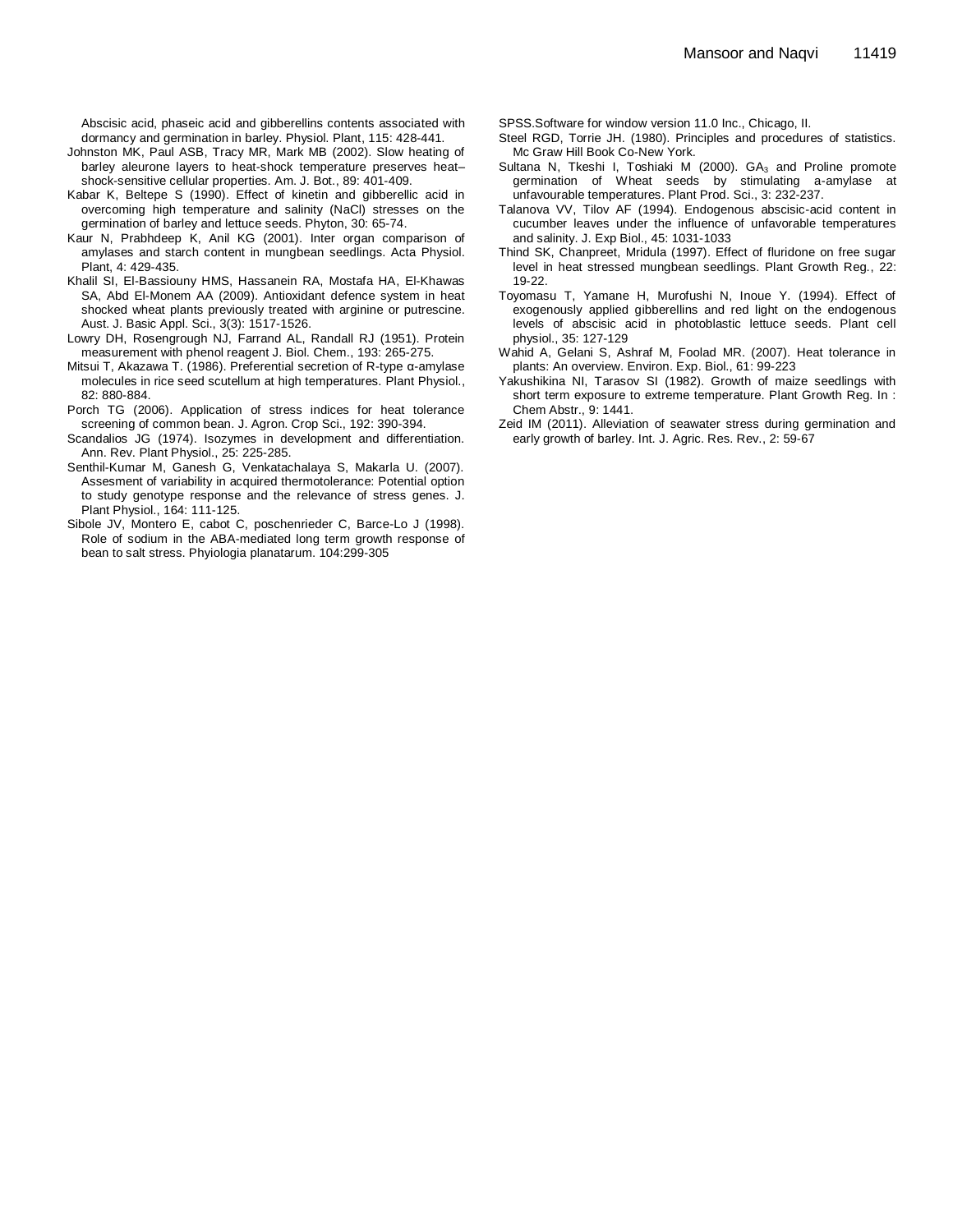Abscisic acid, phaseic acid and gibberellins contents associated with dormancy and germination in barley. Physiol. Plant, 115: 428-441.

Johnston MK, Paul ASB, Tracy MR, Mark MB (2002). Slow heating of barley aleurone layers to heat-shock temperature preserves heat–shock-sensitive cellular properties. Am. J. Bot., 89: 401-409.

Kabar K, Beltepe S (1990). Effect of kinetin and gibberellic acid in overcoming high temperature and salinity (NaCl) stresses on the germination of barley and lettuce seeds. Phyton, 30: 65-74.

Kaur N, Prabhdeep K, Anil KG (2001). Inter organ comparison of amylases and starch content in mungbean seedlings. Acta Physiol. Plant, 4: 429-435.

Khalil SI, El-Bassiouny HMS, Hassanein RA, Mostafa HA, El-Khawas SA, Abd El-Monem AA (2009). Antioxidant defence system in heat shocked wheat plants previously treated with arginine or putrescine. Aust. J. Basic Appl. Sci., 3(3): 1517-1526.

Lowry DH, Rosengrough NJ, Farrand AL, Randall RJ (1951). Protein measurement with phenol reagent J. Biol. Chem., 193: 265-275.

Mitsui T, Akazawa T. (1986). Preferential secretion of R-type α-amylase molecules in rice seed scutellum at high temperatures. Plant Physiol., 82: 880-884.

Porch TG (2006). Application of stress indices for heat tolerance screening of common bean. J. Agron. Crop Sci., 192: 390-394.

Scandalios JG (1974). Isozymes in development and differentiation. Ann. Rev. Plant Physiol., 25: 225-285.

Senthil-Kumar M, Ganesh G, Venkatachalaya S, Makarla U. (2007). Assesment of variability in acquired thermotolerance: Potential option to study genotype response and the relevance of stress genes. J. Plant Physiol., 164: 111-125.

Sibole JV, Montero E, cabot C, poschenrieder C, Barce-Lo J (1998). Role of sodium in the ABA-mediated long term growth response of bean to salt stress. Phyiologia planatarum. 104:299-305

SPSS.Software for window version 11.0 Inc., Chicago, Il.

Steel RGD, Torrie JH. (1980). Principles and procedures of statistics. Mc Graw Hill Book Co-New York.

Sultana N, Tkeshi I, Toshiaki M (2000). $GA_3$ and Proline promote germination of Wheat seeds by stimulating a-amylase at unfavourable temperatures. Plant Prod. Sci., 3: 232-237.

Talanova VV, Tilov AF (1994). Endogenous abscisic-acid content in cucumber leaves under the influence of unfavorable temperatures and salinity. J. Exp Biol., 45: 1031-1033

Thind SK, Chanpreet, Mridula (1997). Effect of fluridone on free sugar level in heat stressed mungbean seedlings. Plant Growth Reg., 22: 19-22.

Toyomasu T, Yamane H, Murofushi N, Inoue Y. (1994). Effect of exogenously applied gibberellins and red light on the endogenous levels of abscisic acid in photoblastic lettuce seeds. Plant cell physiol., 35: 127-129

Wahid A, Gelani S, Ashraf M, Foolad MR. (2007). Heat tolerance in plants: An overview. Environ. Exp. Biol., 61: 99-223

Yakushikina NI, Tarasov SI (1982). Growth of maize seedlings with short term exposure to extreme temperature. Plant Growth Reg. In : Chem Abstr., 9: 1441.

Zeid IM (2011). Alleviation of seawater stress during germination and early growth of barley. Int. J. Agric. Res. Rev., 2: 59-67